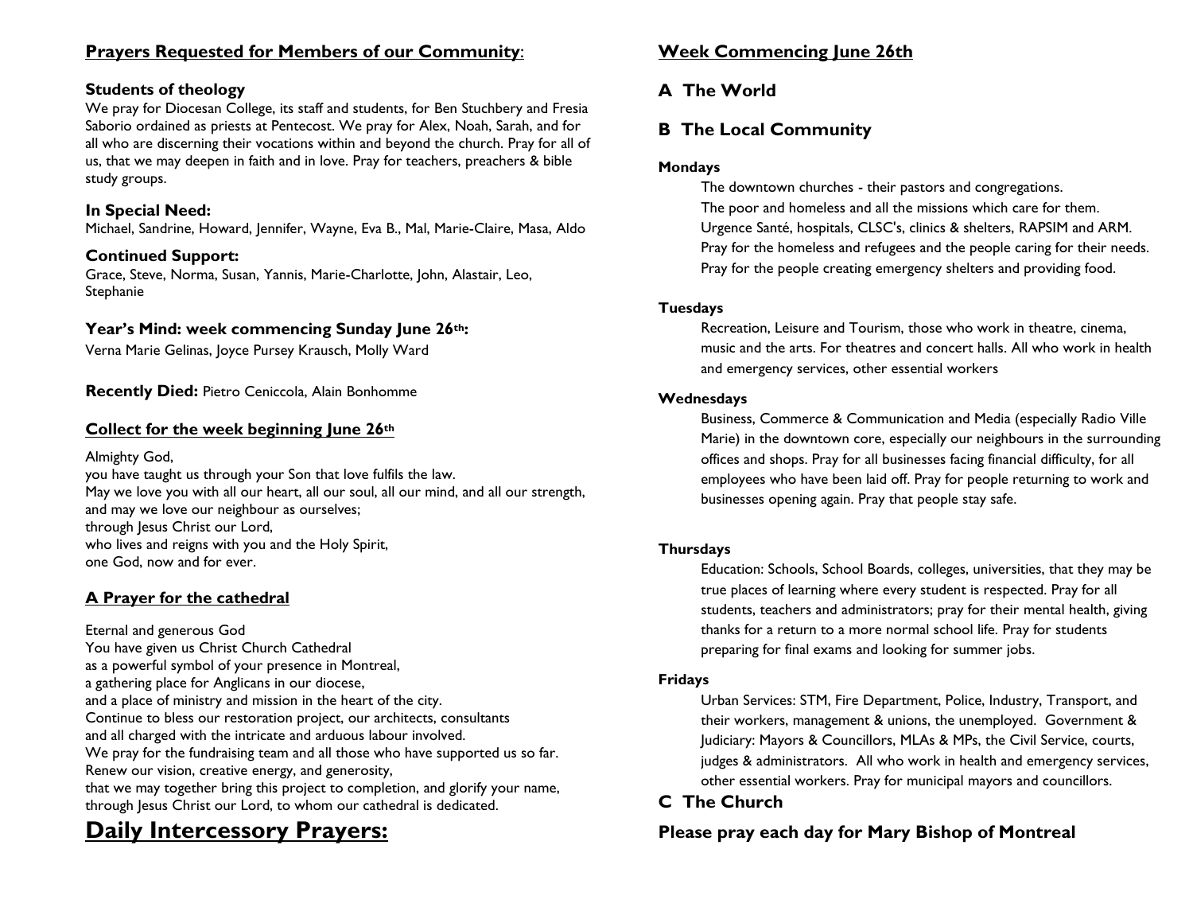## Prayers Requested for Members of our Community:

### Students of theology

We pray for Diocesan College, its staff and students, for Ben Stuchbery and Fresia Saborio ordained as priests at Pentecost. We pray for Alex, Noah, Sarah, and for all who are discerning their vocations within and beyond the church. Pray for all of us, that we may deepen in faith and in love. Pray for teachers, preachers & bible study groups.

### In Special Need:

Michael, Sandrine, Howard, Jennifer, Wayne, Eva B., Mal, Marie-Claire, Masa, Aldo

### Continued Support:

Grace, Steve, Norma, Susan, Yannis, Marie-Charlotte, John, Alastair, Leo, Stephanie

### Year's Mind: week commencing Sunday June 26th:

Verna Marie Gelinas, Joyce Pursey Krausch, Molly Ward

**Recently Died:** Pietro Ceniccola, Alain Bonhomme

## Collect for the week beginning June 26th

Almighty God,
you have taught us through your Son that love fulfils the law.
May we love you with all our heart, all our soul, all our mind, and all our strength,
and may we love our neighbour as ourselves;
through Jesus Christ our Lord,
who lives and reigns with you and the Holy Spirit,
one God, now and for ever.

## A Prayer for the cathedral

Eternal and generous God
You have given us Christ Church Cathedral
as a powerful symbol of your presence in Montreal,
a gathering place for Anglicans in our diocese,
and a place of ministry and mission in the heart of the city.
Continue to bless our restoration project, our architects, consultants
and all charged with the intricate and arduous labour involved.
We pray for the fundraising team and all those who have supported us so far.
Renew our vision, creative energy, and generosity,
that we may together bring this project to completion, and glorify your name,
through Jesus Christ our Lord, to whom our cathedral is dedicated.

# Daily Intercessory Prayers:

## Week Commencing June 26th

### A The World

### B The Local Community

**Mondays**

The downtown churches - their pastors and congregations.
The poor and homeless and all the missions which care for them.
Urgence Santé, hospitals, CLSC's, clinics & shelters, RAPSIM and ARM.
Pray for the homeless and refugees and the people caring for their needs.
Pray for the people creating emergency shelters and providing food.

**Tuesdays**

Recreation, Leisure and Tourism, those who work in theatre, cinema, music and the arts. For theatres and concert halls. All who work in health and emergency services, other essential workers

**Wednesdays**

Business, Commerce & Communication and Media (especially Radio Ville Marie) in the downtown core, especially our neighbours in the surrounding offices and shops. Pray for all businesses facing financial difficulty, for all employees who have been laid off. Pray for people returning to work and businesses opening again. Pray that people stay safe.

**Thursdays**

Education: Schools, School Boards, colleges, universities, that they may be true places of learning where every student is respected. Pray for all students, teachers and administrators; pray for their mental health, giving thanks for a return to a more normal school life. Pray for students preparing for final exams and looking for summer jobs.

**Fridays**

Urban Services: STM, Fire Department, Police, Industry, Transport, and their workers, management & unions, the unemployed. Government & Judiciary: Mayors & Councillors, MLAs & MPs, the Civil Service, courts, judges & administrators. All who work in health and emergency services, other essential workers. Pray for municipal mayors and councillors.

### C The Church

### Please pray each day for Mary Bishop of Montreal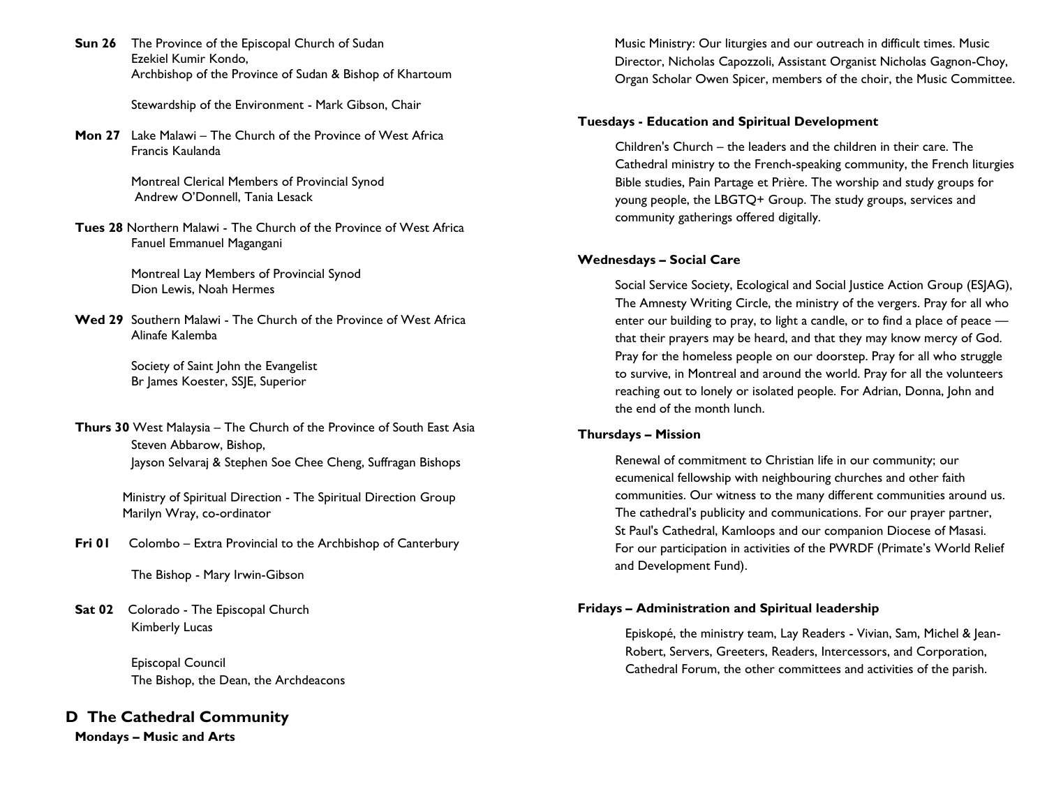**Sun 26** The Province of the Episcopal Church of Sudan
Ezekiel Kumir Kondo,
Archbishop of the Province of Sudan & Bishop of Khartoum

Stewardship of the Environment - Mark Gibson, Chair

**Mon 27** Lake Malawi – The Church of the Province of West Africa
Francis Kaulanda

Montreal Clerical Members of Provincial Synod
Andrew O'Donnell, Tania Lesack

**Tues 28** Northern Malawi - The Church of the Province of West Africa
Fanuel Emmanuel Magangani

Montreal Lay Members of Provincial Synod
Dion Lewis, Noah Hermes

**Wed 29** Southern Malawi - The Church of the Province of West Africa
Alinafe Kalemba

Society of Saint John the Evangelist
Br James Koester, SSJE, Superior

**Thurs 30** West Malaysia – The Church of the Province of South East Asia
Steven Abbarow, Bishop,
Jayson Selvaraj & Stephen Soe Chee Cheng, Suffragan Bishops

Ministry of Spiritual Direction - The Spiritual Direction Group
Marilyn Wray, co-ordinator

**Fri 01** Colombo – Extra Provincial to the Archbishop of Canterbury

The Bishop - Mary Irwin-Gibson

**Sat 02** Colorado - The Episcopal Church
Kimberly Lucas

Episcopal Council
The Bishop, the Dean, the Archdeacons

## D The Cathedral Community

**Mondays – Music and Arts**

Music Ministry: Our liturgies and our outreach in difficult times. Music Director, Nicholas Capozzoli, Assistant Organist Nicholas Gagnon-Choy, Organ Scholar Owen Spicer, members of the choir, the Music Committee.

**Tuesdays - Education and Spiritual Development**

Children's Church – the leaders and the children in their care. The Cathedral ministry to the French-speaking community, the French liturgies Bible studies, Pain Partage et Prière. The worship and study groups for young people, the LBGTQ+ Group. The study groups, services and community gatherings offered digitally.

**Wednesdays – Social Care**

Social Service Society, Ecological and Social Justice Action Group (ESJAG), The Amnesty Writing Circle, the ministry of the vergers. Pray for all who enter our building to pray, to light a candle, or to find a place of peace — that their prayers may be heard, and that they may know mercy of God. Pray for the homeless people on our doorstep. Pray for all who struggle to survive, in Montreal and around the world. Pray for all the volunteers reaching out to lonely or isolated people. For Adrian, Donna, John and the end of the month lunch.

**Thursdays – Mission**

Renewal of commitment to Christian life in our community; our ecumenical fellowship with neighbouring churches and other faith communities. Our witness to the many different communities around us. The cathedral's publicity and communications. For our prayer partner, St Paul's Cathedral, Kamloops and our companion Diocese of Masasi. For our participation in activities of the PWRDF (Primate's World Relief and Development Fund).

**Fridays – Administration and Spiritual leadership**

Episkopé, the ministry team, Lay Readers - Vivian, Sam, Michel & Jean-Robert, Servers, Greeters, Readers, Intercessors, and Corporation, Cathedral Forum, the other committees and activities of the parish.